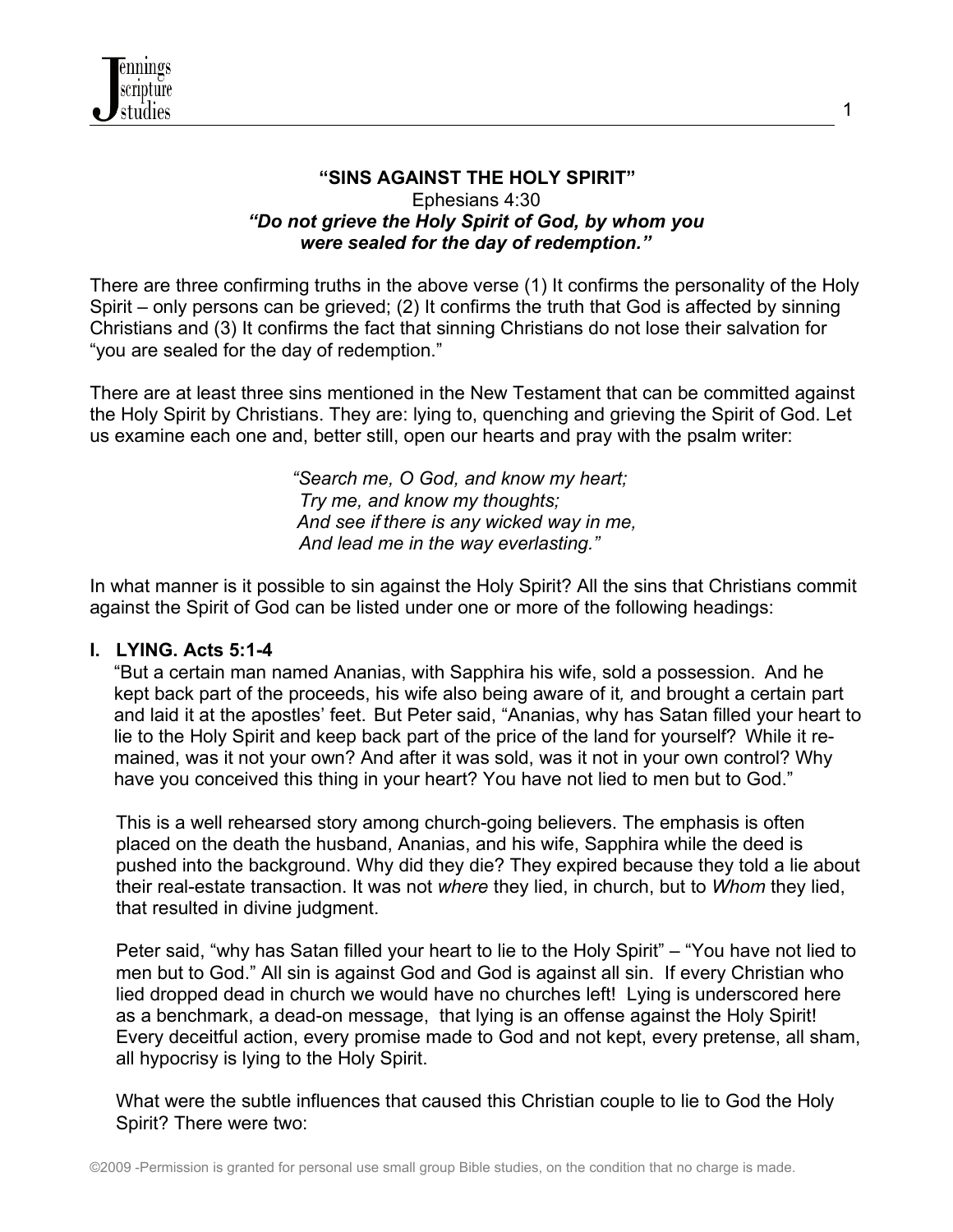## "SINS AGAINST THE HOLY SPIRIT"

Ephesians 4:30

***"Do not grieve the Holy Spirit of God, by whom you were sealed for the day of redemption."***

There are three confirming truths in the above verse (1) It confirms the personality of the Holy Spirit – only persons can be grieved; (2) It confirms the truth that God is affected by sinning Christians and (3) It confirms the fact that sinning Christians do not lose their salvation for "you are sealed for the day of redemption."

There are at least three sins mentioned in the New Testament that can be committed against the Holy Spirit by Christians. They are: lying to, quenching and grieving the Spirit of God. Let us examine each one and, better still, open our hearts and pray with the psalm writer:

> *"Search me, O God, and know my heart;*
> *Try me, and know my thoughts;*
> *And see if there is any wicked way in me,*
> *And lead me in the way everlasting."*

In what manner is it possible to sin against the Holy Spirit? All the sins that Christians commit against the Spirit of God can be listed under one or more of the following headings:

### I. LYING. Acts 5:1-4

"But a certain man named Ananias, with Sapphira his wife, sold a possession. And he kept back part of the proceeds, his wife also being aware of it*,* and brought a certain part and laid it at the apostles' feet. But Peter said, "Ananias, why has Satan filled your heart to lie to the Holy Spirit and keep back part of the price of the land for yourself? While it remained, was it not your own? And after it was sold, was it not in your own control? Why have you conceived this thing in your heart? You have not lied to men but to God."

This is a well rehearsed story among church-going believers. The emphasis is often placed on the death the husband, Ananias, and his wife, Sapphira while the deed is pushed into the background. Why did they die? They expired because they told a lie about their real-estate transaction. It was not *where* they lied, in church, but to *Whom* they lied, that resulted in divine judgment.

Peter said, "why has Satan filled your heart to lie to the Holy Spirit" – "You have not lied to men but to God." All sin is against God and God is against all sin. If every Christian who lied dropped dead in church we would have no churches left! Lying is underscored here as a benchmark, a dead-on message, that lying is an offense against the Holy Spirit! Every deceitful action, every promise made to God and not kept, every pretense, all sham, all hypocrisy is lying to the Holy Spirit.

What were the subtle influences that caused this Christian couple to lie to God the Holy Spirit? There were two: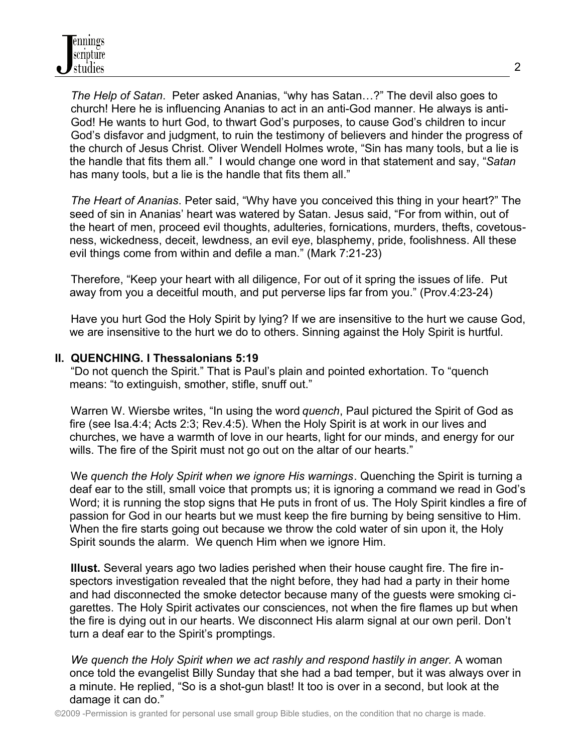*The Help of Satan*. Peter asked Ananias, "why has Satan…?" The devil also goes to church! Here he is influencing Ananias to act in an anti-God manner. He always is anti-God! He wants to hurt God, to thwart God's purposes, to cause God's children to incur God's disfavor and judgment, to ruin the testimony of believers and hinder the progress of the church of Jesus Christ. Oliver Wendell Holmes wrote, "Sin has many tools, but a lie is the handle that fits them all." I would change one word in that statement and say, "*Satan* has many tools, but a lie is the handle that fits them all."

*The Heart of Ananias*. Peter said, "Why have you conceived this thing in your heart?" The seed of sin in Ananias' heart was watered by Satan. Jesus said, "For from within, out of the heart of men, proceed evil thoughts, adulteries, fornications, murders, thefts, covetousness, wickedness, deceit, lewdness, an evil eye, blasphemy, pride, foolishness. All these evil things come from within and defile a man." (Mark 7:21-23)

Therefore, "Keep your heart with all diligence, For out of it spring the issues of life. Put away from you a deceitful mouth, and put perverse lips far from you." (Prov.4:23-24)

Have you hurt God the Holy Spirit by lying? If we are insensitive to the hurt we cause God, we are insensitive to the hurt we do to others. Sinning against the Holy Spirit is hurtful.

## II. QUENCHING. I Thessalonians 5:19

"Do not quench the Spirit." That is Paul's plain and pointed exhortation. To "quench means: "to extinguish, smother, stifle, snuff out."

Warren W. Wiersbe writes, "In using the word *quench*, Paul pictured the Spirit of God as fire (see Isa.4:4; Acts 2:3; Rev.4:5). When the Holy Spirit is at work in our lives and churches, we have a warmth of love in our hearts, light for our minds, and energy for our wills. The fire of the Spirit must not go out on the altar of our hearts."

We *quench the Holy Spirit when we ignore His warnings*. Quenching the Spirit is turning a deaf ear to the still, small voice that prompts us; it is ignoring a command we read in God's Word; it is running the stop signs that He puts in front of us. The Holy Spirit kindles a fire of passion for God in our hearts but we must keep the fire burning by being sensitive to Him. When the fire starts going out because we throw the cold water of sin upon it, the Holy Spirit sounds the alarm. We quench Him when we ignore Him.

**Illust.** Several years ago two ladies perished when their house caught fire. The fire inspectors investigation revealed that the night before, they had had a party in their home and had disconnected the smoke detector because many of the guests were smoking cigarettes. The Holy Spirit activates our consciences, not when the fire flames up but when the fire is dying out in our hearts. We disconnect His alarm signal at our own peril. Don't turn a deaf ear to the Spirit's promptings.

*We quench the Holy Spirit when we act rashly and respond hastily in anger.* A woman once told the evangelist Billy Sunday that she had a bad temper, but it was always over in a minute. He replied, "So is a shot-gun blast! It too is over in a second, but look at the damage it can do."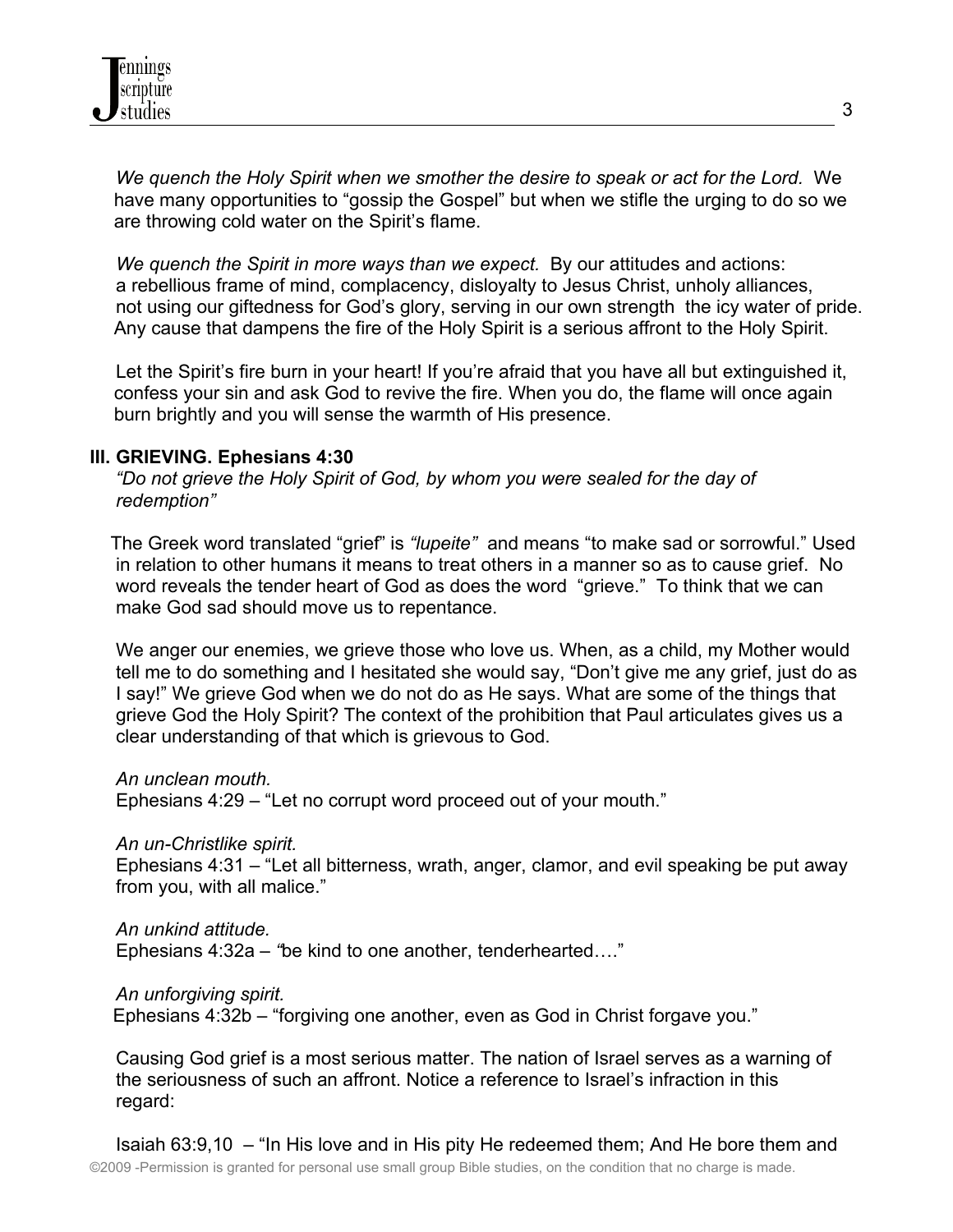*We quench the Holy Spirit when we smother the desire to speak or act for the Lord.* We have many opportunities to "gossip the Gospel" but when we stifle the urging to do so we are throwing cold water on the Spirit's flame.

*We quench the Spirit in more ways than we expect.* By our attitudes and actions: a rebellious frame of mind, complacency, disloyalty to Jesus Christ, unholy alliances, not using our giftedness for God's glory, serving in our own strength the icy water of pride. Any cause that dampens the fire of the Holy Spirit is a serious affront to the Holy Spirit.

Let the Spirit's fire burn in your heart! If you're afraid that you have all but extinguished it, confess your sin and ask God to revive the fire. When you do, the flame will once again burn brightly and you will sense the warmth of His presence.

**III. GRIEVING. Ephesians 4:30**

*"Do not grieve the Holy Spirit of God, by whom you were sealed for the day of redemption"*

The Greek word translated "grief" is *"lupeite"* and means "to make sad or sorrowful." Used in relation to other humans it means to treat others in a manner so as to cause grief. No word reveals the tender heart of God as does the word "grieve." To think that we can make God sad should move us to repentance.

We anger our enemies, we grieve those who love us. When, as a child, my Mother would tell me to do something and I hesitated she would say, "Don't give me any grief, just do as I say!" We grieve God when we do not do as He says. What are some of the things that grieve God the Holy Spirit? The context of the prohibition that Paul articulates gives us a clear understanding of that which is grievous to God.

*An unclean mouth.*
Ephesians 4:29 – "Let no corrupt word proceed out of your mouth."

*An un-Christlike spirit.*
Ephesians 4:31 – "Let all bitterness, wrath, anger, clamor, and evil speaking be put away from you, with all malice."

*An unkind attitude.*
Ephesians 4:32a – "be kind to one another, tenderhearted…."

*An unforgiving spirit.*
Ephesians 4:32b – "forgiving one another, even as God in Christ forgave you."

Causing God grief is a most serious matter. The nation of Israel serves as a warning of the seriousness of such an affront. Notice a reference to Israel's infraction in this regard:

Isaiah 63:9,10 – "In His love and in His pity He redeemed them; And He bore them and

©2009 -Permission is granted for personal use small group Bible studies, on the condition that no charge is made.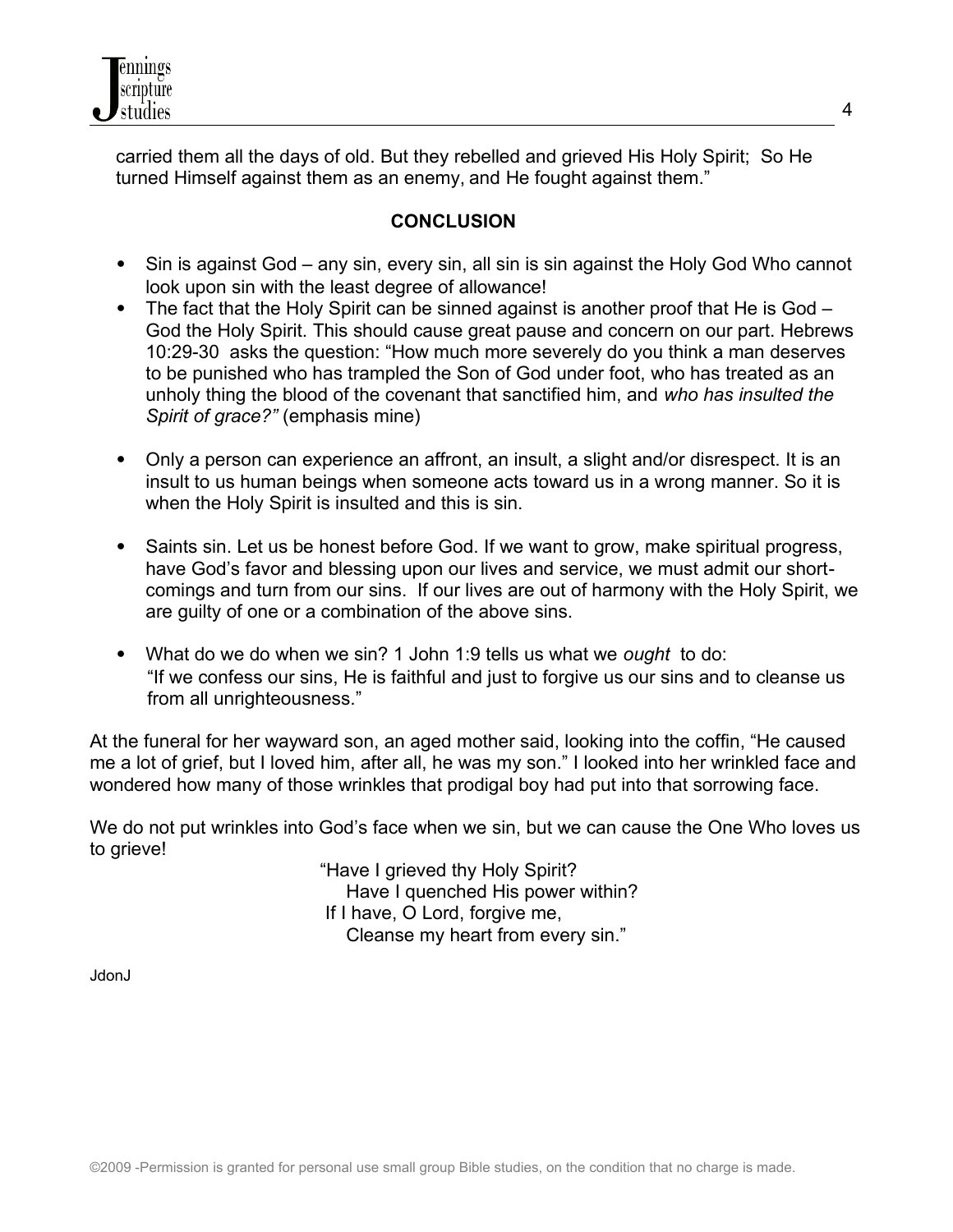carried them all the days of old. But they rebelled and grieved His Holy Spirit; So He turned Himself against them as an enemy, and He fought against them."

**CONCLUSION**

- Sin is against God – any sin, every sin, all sin is sin against the Holy God Who cannot look upon sin with the least degree of allowance!
- The fact that the Holy Spirit can be sinned against is another proof that He is God – God the Holy Spirit. This should cause great pause and concern on our part. Hebrews 10:29-30 asks the question: "How much more severely do you think a man deserves to be punished who has trampled the Son of God under foot, who has treated as an unholy thing the blood of the covenant that sanctified him, and *who has insulted the Spirit of grace?"* (emphasis mine)
- Only a person can experience an affront, an insult, a slight and/or disrespect. It is an insult to us human beings when someone acts toward us in a wrong manner. So it is when the Holy Spirit is insulted and this is sin.
- Saints sin. Let us be honest before God. If we want to grow, make spiritual progress, have God's favor and blessing upon our lives and service, we must admit our short-comings and turn from our sins. If our lives are out of harmony with the Holy Spirit, we are guilty of one or a combination of the above sins.
- What do we do when we sin? 1 John 1:9 tells us what we *ought* to do: "If we confess our sins, He is faithful and just to forgive us our sins and to cleanse us from all unrighteousness."

At the funeral for her wayward son, an aged mother said, looking into the coffin, "He caused me a lot of grief, but I loved him, after all, he was my son." I looked into her wrinkled face and wondered how many of those wrinkles that prodigal boy had put into that sorrowing face.

We do not put wrinkles into God's face when we sin, but we can cause the One Who loves us to grieve!

"Have I grieved thy Holy Spirit?
Have I quenched His power within?
If I have, O Lord, forgive me,
Cleanse my heart from every sin."

JdonJ

©2009 -Permission is granted for personal use small group Bible studies, on the condition that no charge is made.